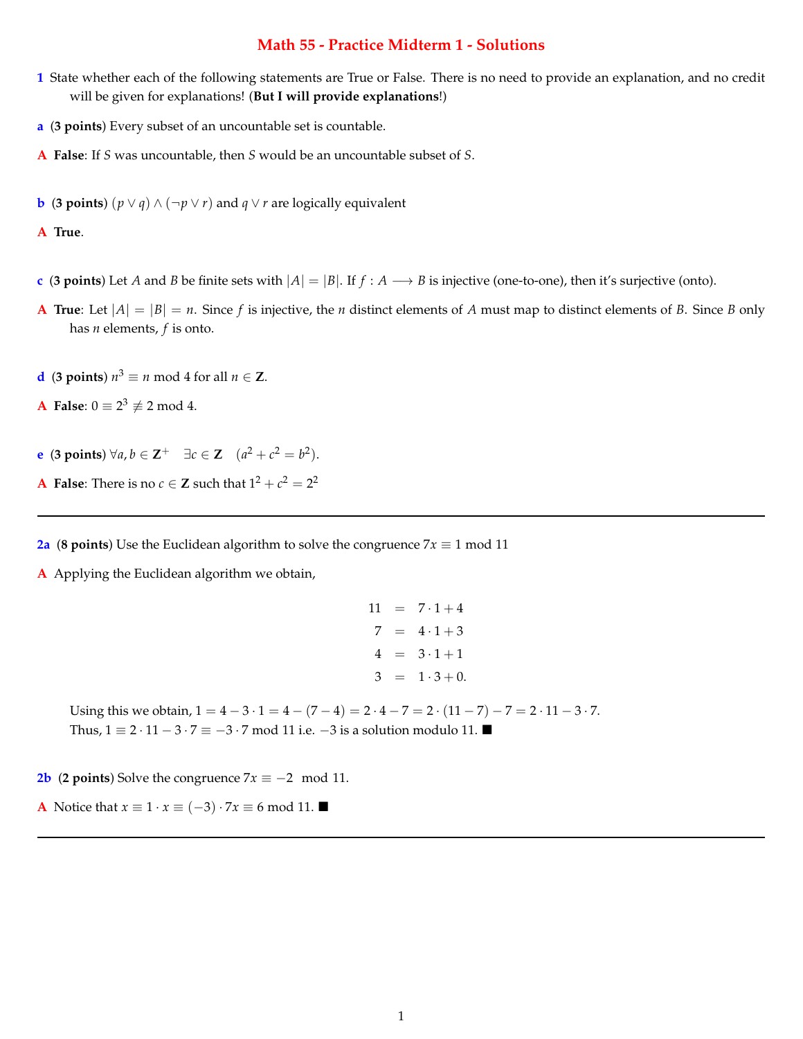# Math 55 - Practice Midterm 1 - Solutions

**1** State whether each of the following statements are True or False. There is no need to provide an explanation, and no credit will be given for explanations! (**But I will provide explanations!**)

**a** (**3 points**) Every subset of an uncountable set is countable.

**A** **False**: If $S$ was uncountable, then $S$ would be an uncountable subset of $S$.

**b** (**3 points**) $(p \vee q) \wedge (\neg p \vee r)$ and $q \vee r$ are logically equivalent

**A** **True**.

**c** (**3 points**) Let $A$ and $B$ be finite sets with $|A| = |B|$. If $f : A \longrightarrow B$ is injective (one-to-one), then it's surjective (onto).

**A** **True**: Let $|A| = |B| = n$. Since $f$ is injective, the $n$ distinct elements of $A$ must map to distinct elements of $B$. Since $B$ only has $n$ elements, $f$ is onto.

**d** (**3 points**) $n^3 \equiv n \bmod 4$ for all $n \in \mathbf{Z}$.

**A** **False**: $0 \equiv 2^3 \not\equiv 2 \bmod 4$.

**e** (**3 points**) $\forall a, b \in \mathbf{Z}^+ \quad \exists c \in \mathbf{Z} \quad (a^2 + c^2 = b^2)$.

**A** **False**: There is no $c \in \mathbf{Z}$ such that $1^2 + c^2 = 2^2$

---

**2a** (**8 points**) Use the Euclidean algorithm to solve the congruence $7x \equiv 1 \bmod 11$

**A** Applying the Euclidean algorithm we obtain,

$$
\begin{aligned}
11 &= 7 \cdot 1 + 4 \\
7 &= 4 \cdot 1 + 3 \\
4 &= 3 \cdot 1 + 1 \\
3 &= 1 \cdot 3 + 0.
\end{aligned}
$$

Using this we obtain, $1 = 4 - 3 \cdot 1 = 4 - (7 - 4) = 2 \cdot 4 - 7 = 2 \cdot (11 - 7) - 7 = 2 \cdot 11 - 3 \cdot 7$.
Thus, $1 \equiv 2 \cdot 11 - 3 \cdot 7 \equiv -3 \cdot 7 \bmod 11$ i.e. $-3$ is a solution modulo 11. ■

**2b** (**2 points**) Solve the congruence $7x \equiv -2 \mod 11$.

**A** Notice that $x \equiv 1 \cdot x \equiv (-3) \cdot 7x \equiv 6 \bmod 11$. ■

---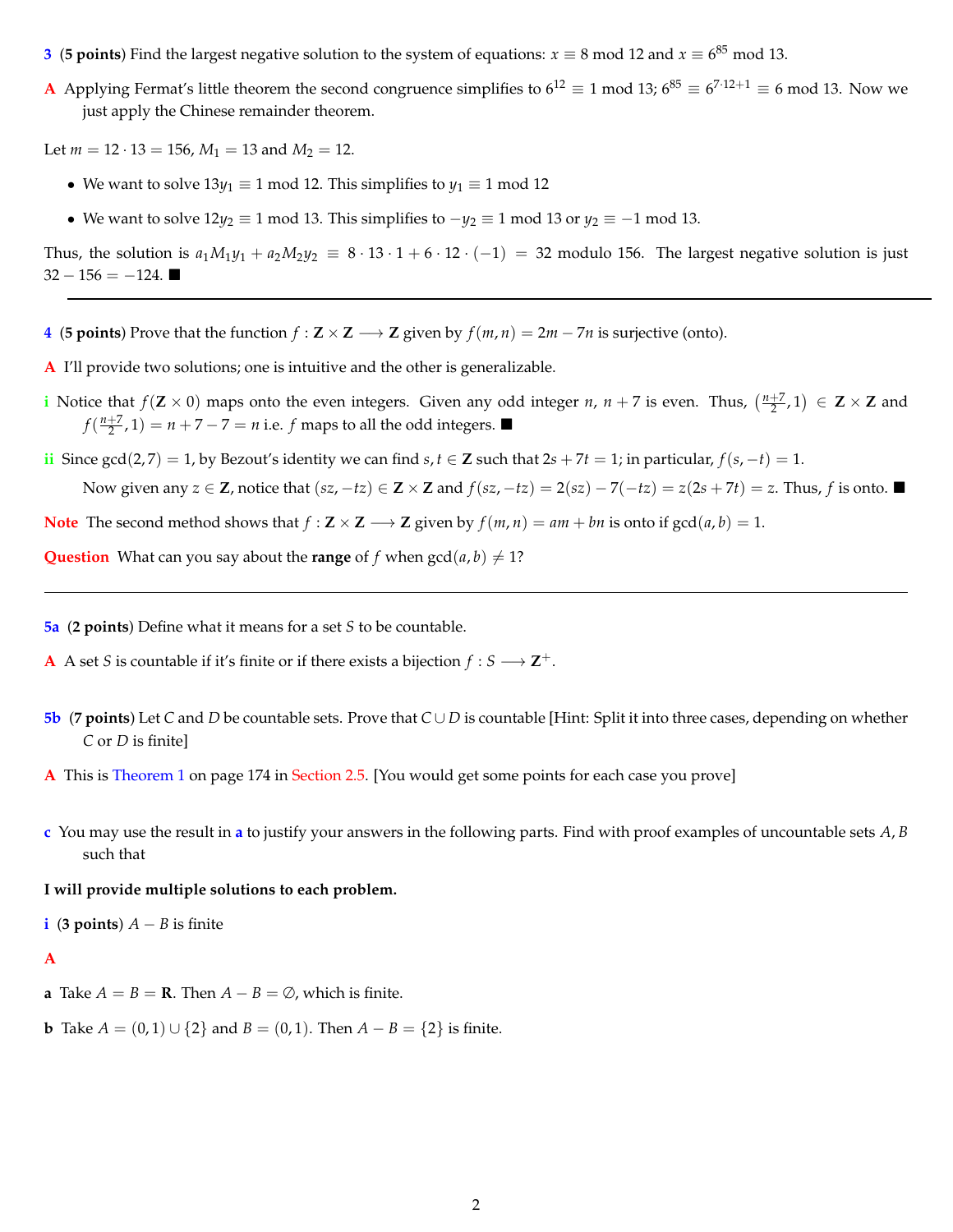**3** (**5 points**) Find the largest negative solution to the system of equations: $x \equiv 8 \bmod 12$ and $x \equiv 6^{85} \bmod 13$.

**A** Applying Fermat's little theorem the second congruence simplifies to $6^{12} \equiv 1 \bmod 13$; $6^{85} \equiv 6^{7\cdot 12+1} \equiv 6 \bmod 13$. Now we just apply the Chinese remainder theorem.

Let $m = 12 \cdot 13 = 156$, $M_1 = 13$ and $M_2 = 12$.

- We want to solve $13y_1 \equiv 1 \bmod 12$. This simplifies to $y_1 \equiv 1 \bmod 12$
- We want to solve $12y_2 \equiv 1 \bmod 13$. This simplifies to $-y_2 \equiv 1 \bmod 13$ or $y_2 \equiv -1 \bmod 13$.

Thus, the solution is $a_1M_1y_1 + a_2M_2y_2 \equiv 8 \cdot 13 \cdot 1 + 6 \cdot 12 \cdot (-1) = 32$ modulo 156. The largest negative solution is just $32 - 156 = -124$. ■

---

**4** (**5 points**) Prove that the function $f : \mathbf{Z} \times \mathbf{Z} \longrightarrow \mathbf{Z}$ given by $f(m,n) = 2m - 7n$ is surjective (onto).

**A** I'll provide two solutions; one is intuitive and the other is generalizable.

**i** Notice that $f(\mathbf{Z} \times 0)$ maps onto the even integers. Given any odd integer $n$, $n+7$ is even. Thus, $(\frac{n+7}{2}, 1) \in \mathbf{Z} \times \mathbf{Z}$ and $f(\frac{n+7}{2}, 1) = n + 7 - 7 = n$ i.e. $f$ maps to all the odd integers. ■

**ii** Since $\gcd(2,7) = 1$, by Bezout's identity we can find $s, t \in \mathbf{Z}$ such that $2s + 7t = 1$; in particular, $f(s, -t) = 1$.

Now given any $z \in \mathbf{Z}$, notice that $(sz, -tz) \in \mathbf{Z} \times \mathbf{Z}$ and $f(sz, -tz) = 2(sz) - 7(-tz) = z(2s + 7t) = z$. Thus, $f$ is onto. ■

**Note** The second method shows that $f : \mathbf{Z} \times \mathbf{Z} \longrightarrow \mathbf{Z}$ given by $f(m,n) = am + bn$ is onto if $\gcd(a,b) = 1$.

**Question** What can you say about the **range** of $f$ when $\gcd(a,b) \neq 1$?

---

**5a** (**2 points**) Define what it means for a set $S$ to be countable.

**A** A set $S$ is countable if it's finite or if there exists a bijection $f : S \longrightarrow \mathbf{Z}^+$.

**5b** (**7 points**) Let $C$ and $D$ be countable sets. Prove that $C \cup D$ is countable [Hint: Split it into three cases, depending on whether $C$ or $D$ is finite]

**A** This is Theorem 1 on page 174 in Section 2.5. [You would get some points for each case you prove]

**c** You may use the result in **a** to justify your answers in the following parts. Find with proof examples of uncountable sets $A, B$ such that

**I will provide multiple solutions to each problem.**

**i** (**3 points**) $A - B$ is finite

**A**

**a** Take $A = B = \mathbf{R}$. Then $A - B = \emptyset$, which is finite.

**b** Take $A = (0,1) \cup \{2\}$ and $B = (0,1)$. Then $A - B = \{2\}$ is finite.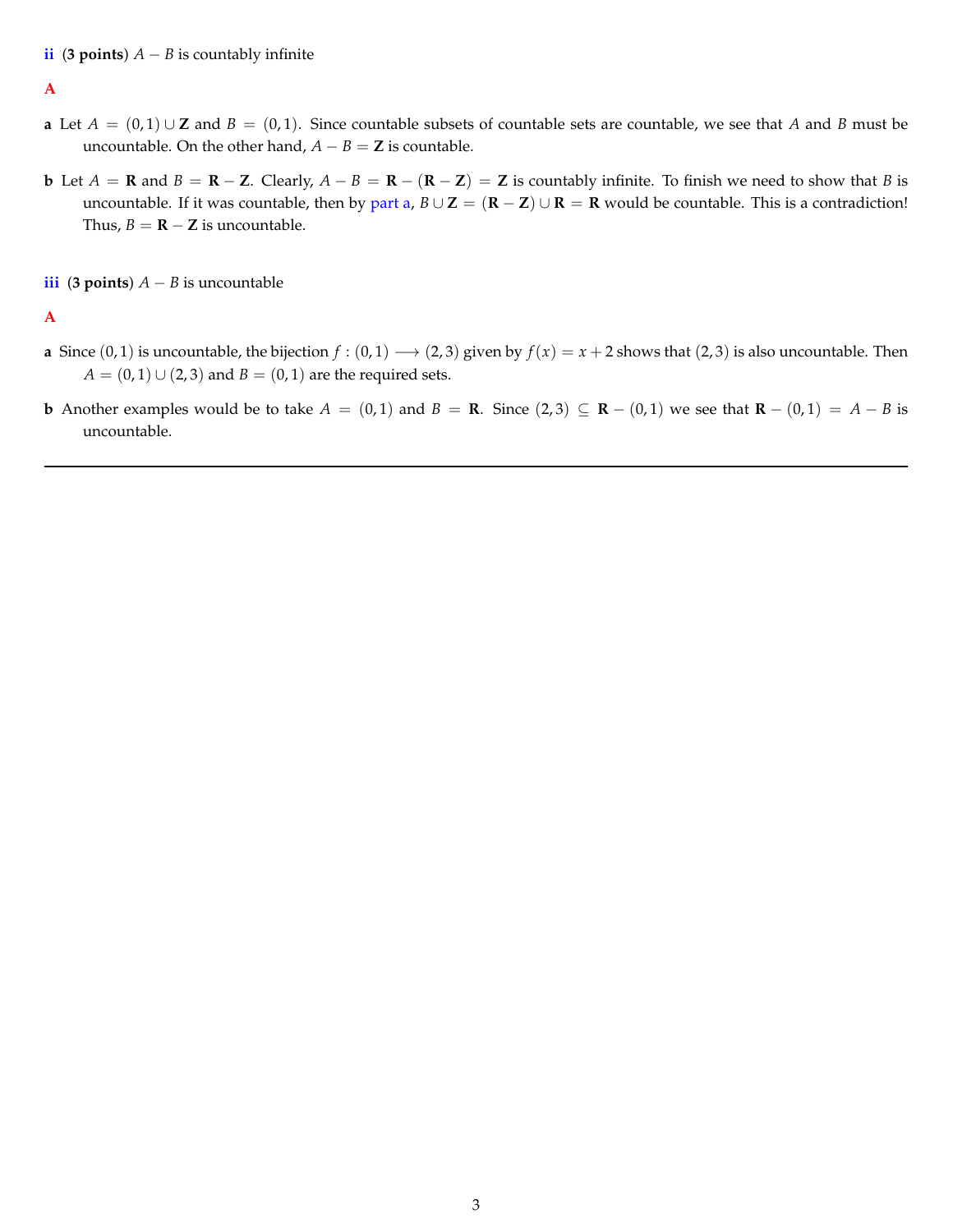**ii** (**3 points**) $A - B$ is countably infinite

**A**

**a** Let $A = (0,1) \cup \mathbf{Z}$ and $B = (0,1)$. Since countable subsets of countable sets are countable, we see that $A$ and $B$ must be uncountable. On the other hand, $A - B = \mathbf{Z}$ is countable.

**b** Let $A = \mathbf{R}$ and $B = \mathbf{R} - \mathbf{Z}$. Clearly, $A - B = \mathbf{R} - (\mathbf{R} - \mathbf{Z}) = \mathbf{Z}$ is countably infinite. To finish we need to show that $B$ is uncountable. If it was countable, then by part a, $B \cup \mathbf{Z} = (\mathbf{R} - \mathbf{Z}) \cup \mathbf{R} = \mathbf{R}$ would be countable. This is a contradiction! Thus, $B = \mathbf{R} - \mathbf{Z}$ is uncountable.

**iii** (**3 points**) $A - B$ is uncountable

**A**

**a** Since $(0,1)$ is uncountable, the bijection $f : (0,1) \longrightarrow (2,3)$ given by $f(x) = x + 2$ shows that $(2,3)$ is also uncountable. Then $A = (0,1) \cup (2,3)$ and $B = (0,1)$ are the required sets.

**b** Another examples would be to take $A = (0,1)$ and $B = \mathbf{R}$. Since $(2,3) \subseteq \mathbf{R} - (0,1)$ we see that $\mathbf{R} - (0,1) = A - B$ is uncountable.

---